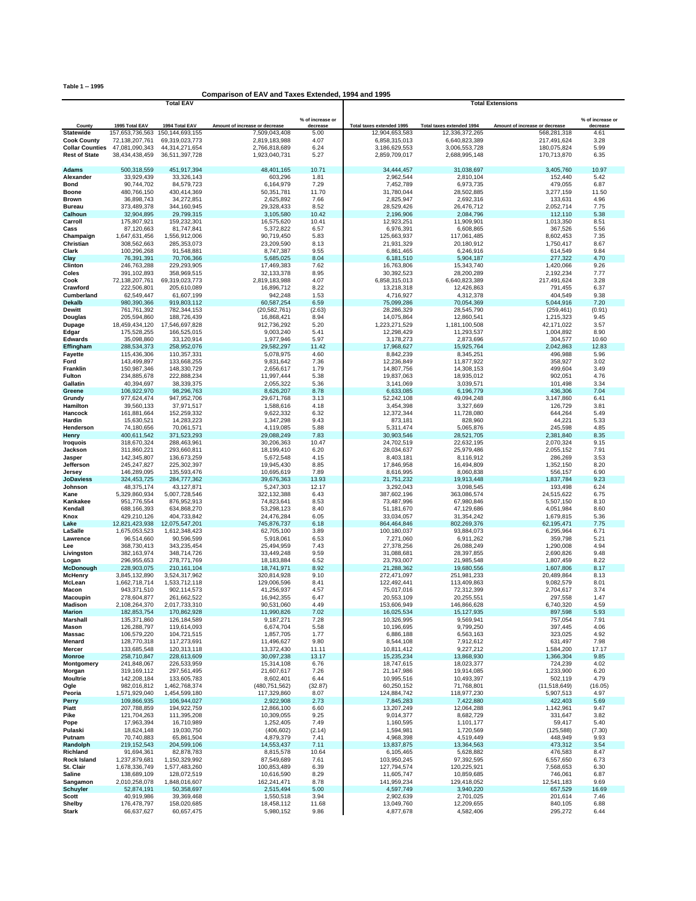**Table 1 -- 1995**

## Comparison of EAV and Taxes Extended, 1994 and 1995

| | Total EAV | | | | Total Extensions | | | |
|---|---|---|---|---|---|---|---|---|
| County | 1995 Total EAV | 1994 Total EAV | Amount of increase or decrease | % of increase or decrease | Total taxes extended 1995 | Total taxes extended 1994 | Amount of increase or decrease | % of increase or decrease |
| **Statewide** | 157,653,736,563 | 150,144,693,155 | 7,509,043,408 | 5.00 | 12,904,653,583 | 12,336,372,265 | 568,281,318 | 4.61 |
| **Cook County** | 72,138,207,761 | 69,319,023,773 | 2,819,183,988 | 4.07 | 6,858,315,013 | 6,640,823,389 | 217,491,624 | 3.28 |
| **Collar Counties** | 47,081,090,343 | 44,314,271,654 | 2,766,818,689 | 6.24 | 3,186,629,553 | 3,006,553,728 | 180,075,824 | 5.99 |
| **Rest of State** | 38,434,438,459 | 36,511,397,728 | 1,923,040,731 | 5.27 | 2,859,709,017 | 2,688,995,148 | 170,713,870 | 6.35 |
| **Adams** | 500,318,559 | 451,917,394 | 48,401,165 | 10.71 | 34,444,457 | 31,038,697 | 3,405,760 | 10.97 |
| **Alexander** | 33,929,439 | 33,326,143 | 603,296 | 1.81 | 2,962,544 | 2,810,104 | 152,440 | 5.42 |
| **Bond** | 90,744,702 | 84,579,723 | 6,164,979 | 7.29 | 7,452,789 | 6,973,735 | 479,055 | 6.87 |
| **Boone** | 480,766,150 | 430,414,369 | 50,351,781 | 11.70 | 31,780,044 | 28,502,885 | 3,277,159 | 11.50 |
| **Brown** | 36,898,743 | 34,272,851 | 2,625,892 | 7.66 | 2,825,947 | 2,692,316 | 133,631 | 4.96 |
| **Bureau** | 373,489,378 | 344,160,945 | 29,328,433 | 8.52 | 28,529,426 | 26,476,712 | 2,052,714 | 7.75 |
| **Calhoun** | 32,904,895 | 29,799,315 | 3,105,580 | 10.42 | 2,196,906 | 2,084,796 | 112,110 | 5.38 |
| **Carroll** | 175,807,921 | 159,232,301 | 16,575,620 | 10.41 | 12,923,251 | 11,909,901 | 1,013,350 | 8.51 |
| **Cass** | 87,120,663 | 81,747,841 | 5,372,822 | 6.57 | 6,976,391 | 6,608,865 | 367,526 | 5.56 |
| **Champaign** | 1,647,631,456 | 1,556,912,006 | 90,719,450 | 5.83 | 125,663,937 | 117,061,485 | 8,602,453 | 7.35 |
| **Christian** | 308,562,663 | 285,353,073 | 23,209,590 | 8.13 | 21,931,329 | 20,180,912 | 1,750,417 | 8.67 |
| **Clark** | 100,296,268 | 91,548,881 | 8,747,387 | 9.55 | 6,861,465 | 6,246,916 | 614,549 | 9.84 |
| **Clay** | 76,391,391 | 70,706,366 | 5,685,025 | 8.04 | 6,181,510 | 5,904,187 | 277,322 | 4.70 |
| **Clinton** | 246,763,288 | 229,293,905 | 17,469,383 | 7.62 | 16,763,806 | 15,343,740 | 1,420,066 | 9.26 |
| **Coles** | 391,102,893 | 358,969,515 | 32,133,378 | 8.95 | 30,392,523 | 28,200,289 | 2,192,234 | 7.77 |
| **Cook** | 72,138,207,761 | 69,319,023,773 | 2,819,183,988 | 4.07 | 6,858,315,013 | 6,640,823,389 | 217,491,624 | 3.28 |
| **Crawford** | 222,506,801 | 205,610,089 | 16,896,712 | 8.22 | 13,218,318 | 12,426,863 | 791,455 | 6.37 |
| **Cumberland** | 62,549,447 | 61,607,199 | 942,248 | 1.53 | 4,716,927 | 4,312,378 | 404,549 | 9.38 |
| **Dekalb** | 980,390,366 | 919,803,112 | 60,587,254 | 6.59 | 75,099,286 | 70,054,369 | 5,044,916 | 7.20 |
| **Dewitt** | 761,761,392 | 782,344,153 | (20,582,761) | (2.63) | 28,286,329 | 28,545,790 | (259,461) | (0.91) |
| **Douglas** | 205,594,860 | 188,726,439 | 16,868,421 | 8.94 | 14,075,864 | 12,860,541 | 1,215,323 | 9.45 |
| **Dupage** | 18,459,434,120 | 17,546,697,828 | 912,736,292 | 5.20 | 1,223,271,529 | 1,181,100,508 | 42,171,022 | 3.57 |
| **Edgar** | 175,528,255 | 166,525,015 | 9,003,240 | 5.41 | 12,298,429 | 11,293,537 | 1,004,892 | 8.90 |
| **Edwards** | 35,098,860 | 33,120,914 | 1,977,946 | 5.97 | 3,178,273 | 2,873,696 | 304,577 | 10.60 |
| **Effingham** | 288,534,373 | 258,952,076 | 29,582,297 | 11.42 | 17,968,627 | 15,925,764 | 2,042,863 | 12.83 |
| **Fayette** | 115,436,306 | 110,357,331 | 5,078,975 | 4.60 | 8,842,239 | 8,345,251 | 496,988 | 5.96 |
| **Ford** | 143,499,897 | 133,668,255 | 9,831,642 | 7.36 | 12,236,849 | 11,877,922 | 358,927 | 3.02 |
| **Franklin** | 150,987,346 | 148,330,729 | 2,656,617 | 1.79 | 14,807,756 | 14,308,153 | 499,604 | 3.49 |
| **Fulton** | 234,885,678 | 222,888,234 | 11,997,444 | 5.38 | 19,837,063 | 18,935,012 | 902,051 | 4.76 |
| **Gallatin** | 40,394,697 | 38,339,375 | 2,055,322 | 5.36 | 3,141,069 | 3,039,571 | 101,498 | 3.34 |
| **Greene** | 106,922,970 | 98,296,763 | 8,626,207 | 8.78 | 6,633,085 | 6,196,779 | 436,306 | 7.04 |
| **Grundy** | 977,624,474 | 947,952,706 | 29,671,768 | 3.13 | 52,242,108 | 49,094,248 | 3,147,860 | 6.41 |
| **Hamilton** | 39,560,133 | 37,971,517 | 1,588,616 | 4.18 | 3,454,398 | 3,327,669 | 126,729 | 3.81 |
| **Hancock** | 161,881,664 | 152,259,332 | 9,622,332 | 6.32 | 12,372,344 | 11,728,080 | 644,264 | 5.49 |
| **Hardin** | 15,630,521 | 14,283,223 | 1,347,298 | 9.43 | 873,181 | 828,960 | 44,221 | 5.33 |
| **Henderson** | 74,180,656 | 70,061,571 | 4,119,085 | 5.88 | 5,311,474 | 5,065,876 | 245,598 | 4.85 |
| **Henry** | 400,611,542 | 371,523,293 | 29,088,249 | 7.83 | 30,903,546 | 28,521,705 | 2,381,840 | 8.35 |
| **Iroquois** | 318,670,324 | 288,463,961 | 30,206,363 | 10.47 | 24,702,519 | 22,632,195 | 2,070,324 | 9.15 |
| **Jackson** | 311,860,221 | 293,660,811 | 18,199,410 | 6.20 | 28,034,637 | 25,979,486 | 2,055,152 | 7.91 |
| **Jasper** | 142,345,807 | 136,673,259 | 5,672,548 | 4.15 | 8,403,181 | 8,116,912 | 286,269 | 3.53 |
| **Jefferson** | 245,247,827 | 225,302,397 | 19,945,430 | 8.85 | 17,846,958 | 16,494,809 | 1,352,150 | 8.20 |
| **Jersey** | 146,289,095 | 135,593,476 | 10,695,619 | 7.89 | 8,616,995 | 8,060,838 | 556,157 | 6.90 |
| **JoDaviess** | 324,453,725 | 284,777,362 | 39,676,363 | 13.93 | 21,751,232 | 19,913,448 | 1,837,784 | 9.23 |
| **Johnson** | 48,375,174 | 43,127,871 | 5,247,303 | 12.17 | 3,292,043 | 3,098,545 | 193,498 | 6.24 |
| **Kane** | 5,329,860,934 | 5,007,728,546 | 322,132,388 | 6.43 | 387,602,196 | 363,086,574 | 24,515,622 | 6.75 |
| **Kankakee** | 951,776,554 | 876,952,913 | 74,823,641 | 8.53 | 73,487,996 | 67,980,846 | 5,507,150 | 8.10 |
| **Kendall** | 688,166,393 | 634,868,270 | 53,298,123 | 8.40 | 51,181,670 | 47,129,686 | 4,051,984 | 8.60 |
| **Knox** | 429,210,126 | 404,733,842 | 24,476,284 | 6.05 | 33,034,057 | 31,354,242 | 1,679,815 | 5.36 |
| **Lake** | 12,821,423,938 | 12,075,547,201 | 745,876,737 | 6.18 | 864,464,846 | 802,269,376 | 62,195,471 | 7.75 |
| **LaSalle** | 1,675,053,523 | 1,612,348,423 | 62,705,100 | 3.89 | 100,180,037 | 93,884,073 | 6,295,964 | 6.71 |
| **Lawrence** | 96,514,660 | 90,596,599 | 5,918,061 | 6.53 | 7,271,060 | 6,911,262 | 359,798 | 5.21 |
| **Lee** | 368,730,413 | 343,235,454 | 25,494,959 | 7.43 | 27,378,256 | 26,088,249 | 1,290,008 | 4.94 |
| **Livingston** | 382,163,974 | 348,714,726 | 33,449,248 | 9.59 | 31,088,681 | 28,397,855 | 2,690,826 | 9.48 |
| **Logan** | 296,955,653 | 278,771,769 | 18,183,884 | 6.52 | 23,793,007 | 21,985,548 | 1,807,459 | 8.22 |
| **McDonough** | 228,903,075 | 210,161,104 | 18,741,971 | 8.92 | 21,288,362 | 19,680,556 | 1,607,806 | 8.17 |
| **McHenry** | 3,845,132,890 | 3,524,317,962 | 320,814,928 | 9.10 | 272,471,097 | 251,981,233 | 20,489,864 | 8.13 |
| **McLean** | 1,662,718,714 | 1,533,712,118 | 129,006,596 | 8.41 | 122,492,441 | 113,409,863 | 9,082,579 | 8.01 |
| **Macon** | 943,371,510 | 902,114,573 | 41,256,937 | 4.57 | 75,017,016 | 72,312,399 | 2,704,617 | 3.74 |
| **Macoupin** | 278,604,877 | 261,662,522 | 16,942,355 | 6.47 | 20,553,109 | 20,255,551 | 297,558 | 1.47 |
| **Madison** | 2,108,264,370 | 2,017,733,310 | 90,531,060 | 4.49 | 153,606,949 | 146,866,628 | 6,740,320 | 4.59 |
| **Marion** | 182,853,754 | 170,862,928 | 11,990,826 | 7.02 | 16,025,534 | 15,127,935 | 897,598 | 5.93 |
| **Marshall** | 135,371,860 | 126,184,589 | 9,187,271 | 7.28 | 10,326,995 | 9,569,941 | 757,054 | 7.91 |
| **Mason** | 126,288,797 | 119,614,093 | 6,674,704 | 5.58 | 10,196,695 | 9,799,250 | 397,445 | 4.06 |
| **Massac** | 106,579,220 | 104,721,515 | 1,857,705 | 1.77 | 6,886,188 | 6,563,163 | 323,025 | 4.92 |
| **Menard** | 128,770,318 | 117,273,691 | 11,496,627 | 9.80 | 8,544,108 | 7,912,612 | 631,497 | 7.98 |
| **Mercer** | 133,685,548 | 120,313,118 | 13,372,430 | 11.11 | 10,811,412 | 9,227,212 | 1,584,200 | 17.17 |
| **Monroe** | 258,710,847 | 228,613,609 | 30,097,238 | 13.17 | 15,235,234 | 13,868,930 | 1,366,304 | 9.85 |
| **Montgomery** | 241,848,067 | 226,533,959 | 15,314,108 | 6.76 | 18,747,615 | 18,023,377 | 724,239 | 4.02 |
| **Morgan** | 319,169,112 | 297,561,495 | 21,607,617 | 7.26 | 21,147,986 | 19,914,085 | 1,233,900 | 6.20 |
| **Moultrie** | 142,208,184 | 133,605,783 | 8,602,401 | 6.44 | 10,995,516 | 10,493,397 | 502,119 | 4.79 |
| **Ogle** | 982,016,812 | 1,462,768,374 | (480,751,562) | (32.87) | 60,250,152 | 71,768,801 | (11,518,649) | (16.05) |
| **Peoria** | 1,571,929,040 | 1,454,599,180 | 117,329,860 | 8.07 | 124,884,742 | 118,977,230 | 5,907,513 | 4.97 |
| **Perry** | 109,866,935 | 106,944,027 | 2,922,908 | 2.73 | 7,845,283 | 7,422,880 | 422,403 | 5.69 |
| **Piatt** | 207,788,859 | 194,922,759 | 12,866,100 | 6.60 | 13,207,249 | 12,064,288 | 1,142,961 | 9.47 |
| **Pike** | 121,704,263 | 111,395,208 | 10,309,055 | 9.25 | 9,014,377 | 8,682,729 | 331,647 | 3.82 |
| **Pope** | 17,963,394 | 16,710,989 | 1,252,405 | 7.49 | 1,160,595 | 1,101,177 | 59,417 | 5.40 |
| **Pulaski** | 18,624,148 | 19,030,750 | (406,602) | (2.14) | 1,594,981 | 1,720,569 | (125,588) | (7.30) |
| **Putnam** | 70,740,883 | 65,861,504 | 4,879,379 | 7.41 | 4,968,398 | 4,519,449 | 448,949 | 9.93 |
| **Randolph** | 219,152,543 | 204,599,106 | 14,553,437 | 7.11 | 13,837,875 | 13,364,563 | 473,312 | 3.54 |
| **Richland** | 91,694,361 | 82,878,783 | 8,815,578 | 10.64 | 6,105,465 | 5,628,882 | 476,583 | 8.47 |
| **Rock Island** | 1,237,879,681 | 1,150,329,992 | 87,549,689 | 7.61 | 103,950,245 | 97,392,595 | 6,557,650 | 6.73 |
| **St. Clair** | 1,678,336,749 | 1,577,483,260 | 100,853,489 | 6.39 | 127,794,574 | 120,225,921 | 7,568,653 | 6.30 |
| **Saline** | 138,689,109 | 128,072,519 | 10,616,590 | 8.29 | 11,605,747 | 10,859,685 | 746,061 | 6.87 |
| **Sangamon** | 2,010,258,078 | 1,848,016,607 | 162,241,471 | 8.78 | 141,959,234 | 129,418,052 | 12,541,183 | 9.69 |
| **Schuyler** | 52,874,191 | 50,358,697 | 2,515,494 | 5.00 | 4,597,749 | 3,940,220 | 657,529 | 16.69 |
| **Scott** | 40,919,986 | 39,369,468 | 1,550,518 | 3.94 | 2,902,639 | 2,701,025 | 201,614 | 7.46 |
| **Shelby** | 176,478,797 | 158,020,685 | 18,458,112 | 11.68 | 13,049,760 | 12,209,655 | 840,105 | 6.88 |
| **Stark** | 66,637,627 | 60,657,475 | 5,980,152 | 9.86 | 4,877,678 | 4,582,406 | 295,272 | 6.44 |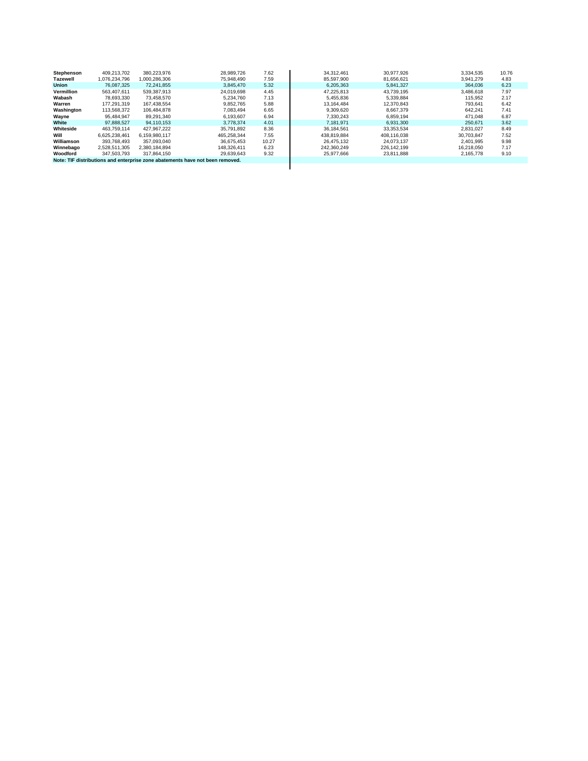| | | | | | | | | |
|---|---|---|---|---|---|---|---|---|
| **Stephenson** | 409,213,702 | 380,223,976 | 28,989,726 | 7.62 | 34,312,461 | 30,977,926 | 3,334,535 | 10.76 |
| **Tazewell** | 1,076,234,796 | 1,000,286,306 | 75,948,490 | 7.59 | 85,597,900 | 81,656,621 | 3,941,279 | 4.83 |
| **Union** | 76,087,325 | 72,241,855 | 3,845,470 | 5.32 | 6,205,363 | 5,841,327 | 364,036 | 6.23 |
| **Vermillion** | 563,407,611 | 539,387,913 | 24,019,698 | 4.45 | 47,225,813 | 43,739,195 | 3,486,618 | 7.97 |
| **Wabash** | 78,693,330 | 73,458,570 | 5,234,760 | 7.13 | 5,455,836 | 5,339,884 | 115,952 | 2.17 |
| **Warren** | 177,291,319 | 167,438,554 | 9,852,765 | 5.88 | 13,164,484 | 12,370,843 | 793,641 | 6.42 |
| **Washington** | 113,568,372 | 106,484,878 | 7,083,494 | 6.65 | 9,309,620 | 8,667,379 | 642,241 | 7.41 |
| **Wayne** | 95,484,947 | 89,291,340 | 6,193,607 | 6.94 | 7,330,243 | 6,859,194 | 471,048 | 6.87 |
| **White** | 97,888,527 | 94,110,153 | 3,778,374 | 4.01 | 7,181,971 | 6,931,300 | 250,671 | 3.62 |
| **Whiteside** | 463,759,114 | 427,967,222 | 35,791,892 | 8.36 | 36,184,561 | 33,353,534 | 2,831,027 | 8.49 |
| **Will** | 6,625,238,461 | 6,159,980,117 | 465,258,344 | 7.55 | 438,819,884 | 408,116,038 | 30,703,847 | 7.52 |
| **Williamson** | 393,768,493 | 357,093,040 | 36,675,453 | 10.27 | 26,475,132 | 24,073,137 | 2,401,995 | 9.98 |
| **Winnebago** | 2,528,511,305 | 2,380,184,894 | 148,326,411 | 6.23 | 242,360,249 | 226,142,199 | 16,218,050 | 7.17 |
| **Woodford** | 347,503,793 | 317,864,150 | 29,639,643 | 9.32 | 25,977,666 | 23,811,888 | 2,165,778 | 9.10 |

**Note: TIF distributions and enterprise zone abatements have not been removed.**